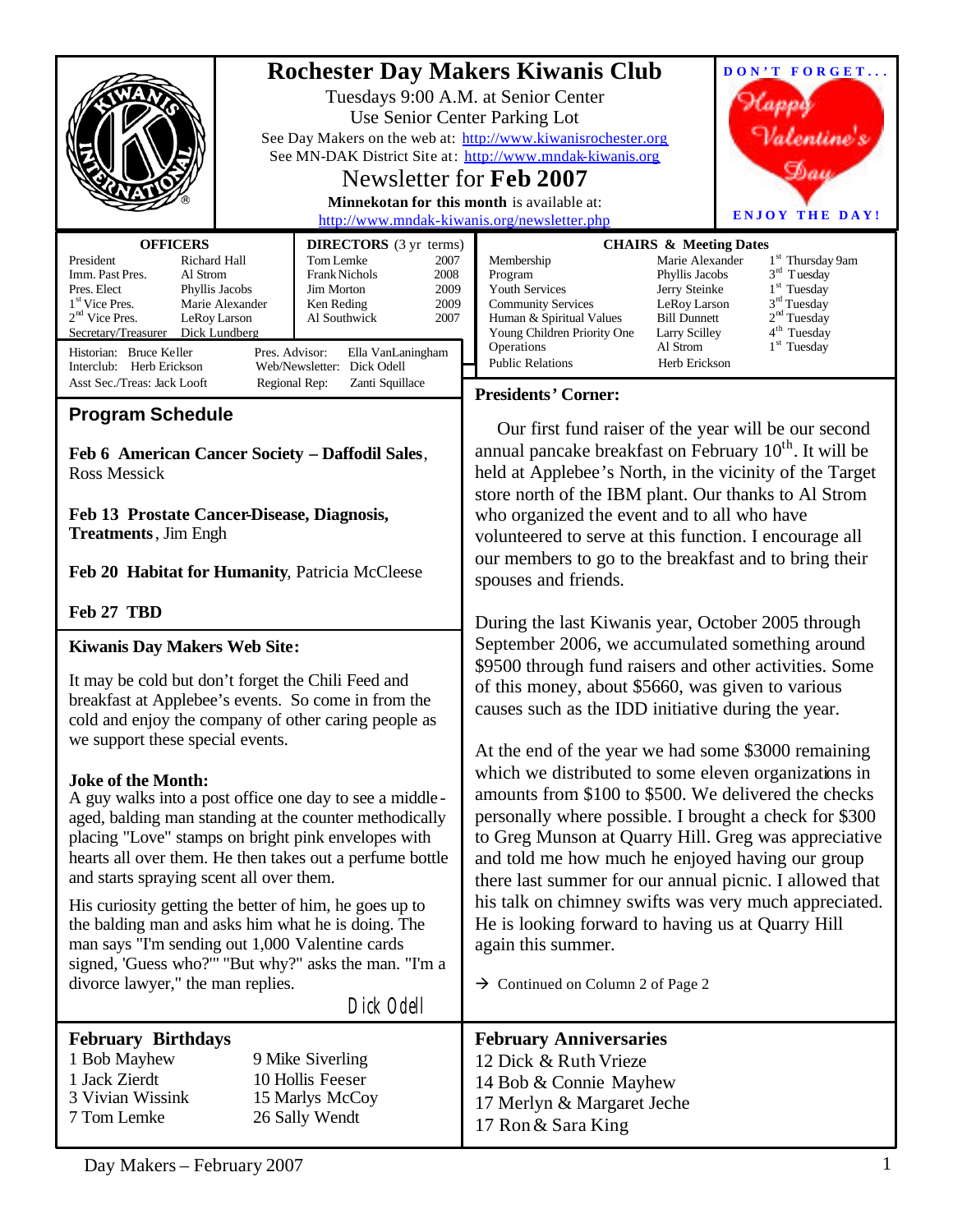# Rochester Day Makers Kiwanis Club

Tuesdays 9:00 A.M. at Senior Center
Use Senior Center Parking Lot
See Day Makers on the web at: http://www.kiwanisrochester.org
See MN-DAK District Site at: http://www.mndak-kiwanis.org

## Newsletter for **Feb 2007**

**Minnekotan for this month** is available at: http://www.mndak-kiwanis.org/newsletter.php

DON'T FORGET... Happy Valentine's Day ENJOY THE DAY!

| **OFFICERS** | |
|---|---|
| President | Richard Hall |
| Imm. Past Pres. | Al Strom |
| Pres. Elect | Phyllis Jacobs |
| 1st Vice Pres. | Marie Alexander |
| 2nd Vice Pres. | LeRoy Larson |
| Secretary/Treasurer | Dick Lundberg |

| **DIRECTORS** (3 yr terms) | |
|---|---|
| Tom Lemke | 2007 |
| Frank Nichols | 2008 |
| Jim Morton | 2009 |
| Ken Reding | 2009 |
| Al Southwick | 2007 |

Historian: Bruce Keller
Interclub: Herb Erickson
Asst Sec./Treas: Jack Looft
Pres. Advisor: Ella VanLaningham
Web/Newsletter: Dick Odell
Regional Rep: Zanti Squillace

| **CHAIRS & Meeting Dates** | | |
|---|---|---|
| Membership | Marie Alexander | 1st Thursday 9am |
| Program | Phyllis Jacobs | 3rd Tuesday |
| Youth Services | Jerry Steinke | 1st Tuesday |
| Community Services | LeRoy Larson | 3rd Tuesday |
| Human & Spiritual Values | Bill Dunnett | 2nd Tuesday |
| Young Children Priority One | Larry Scilley | 4th Tuesday |
| Operations | Al Strom | 1st Tuesday |
| Public Relations | Herb Erickson | |

## Program Schedule

**Feb 6 American Cancer Society – Daffodil Sales**, Ross Messick

**Feb 13 Prostate Cancer-Disease, Diagnosis, Treatments**, Jim Engh

**Feb 20 Habitat for Humanity**, Patricia McCleese

**Feb 27 TBD**

## Kiwanis Day Makers Web Site:

It may be cold but don't forget the Chili Feed and breakfast at Applebee's events. So come in from the cold and enjoy the company of other caring people as we support these special events.

**Joke of the Month:**
A guy walks into a post office one day to see a middle-aged, balding man standing at the counter methodically placing "Love" stamps on bright pink envelopes with hearts all over them. He then takes out a perfume bottle and starts spraying scent all over them.

His curiosity getting the better of him, he goes up to the balding man and asks him what he is doing. The man says "I'm sending out 1,000 Valentine cards signed, 'Guess who?'" "But why?" asks the man. "I'm a divorce lawyer," the man replies.

Dick Odell

## Presidents' Corner:

Our first fund raiser of the year will be our second annual pancake breakfast on February 10th. It will be held at Applebee's North, in the vicinity of the Target store north of the IBM plant. Our thanks to Al Strom who organized the event and to all who have volunteered to serve at this function. I encourage all our members to go to the breakfast and to bring their spouses and friends.

During the last Kiwanis year, October 2005 through September 2006, we accumulated something around $9500 through fund raisers and other activities. Some of this money, about $5660, was given to various causes such as the IDD initiative during the year.

At the end of the year we had some $3000 remaining which we distributed to some eleven organizations in amounts from $100 to $500. We delivered the checks personally where possible. I brought a check for $300 to Greg Munson at Quarry Hill. Greg was appreciative and told me how much he enjoyed having our group there last summer for our annual picnic. I allowed that his talk on chimney swifts was very much appreciated. He is looking forward to having us at Quarry Hill again this summer.

→ Continued on Column 2 of Page 2

## February Birthdays

1 Bob Mayhew
1 Jack Zierdt
3 Vivian Wissink
7 Tom Lemke
9 Mike Siverling
10 Hollis Feeser
15 Marlys McCoy
26 Sally Wendt

## February Anniversaries

12 Dick & Ruth Vrieze
14 Bob & Connie Mayhew
17 Merlyn & Margaret Jeche
17 Ron & Sara King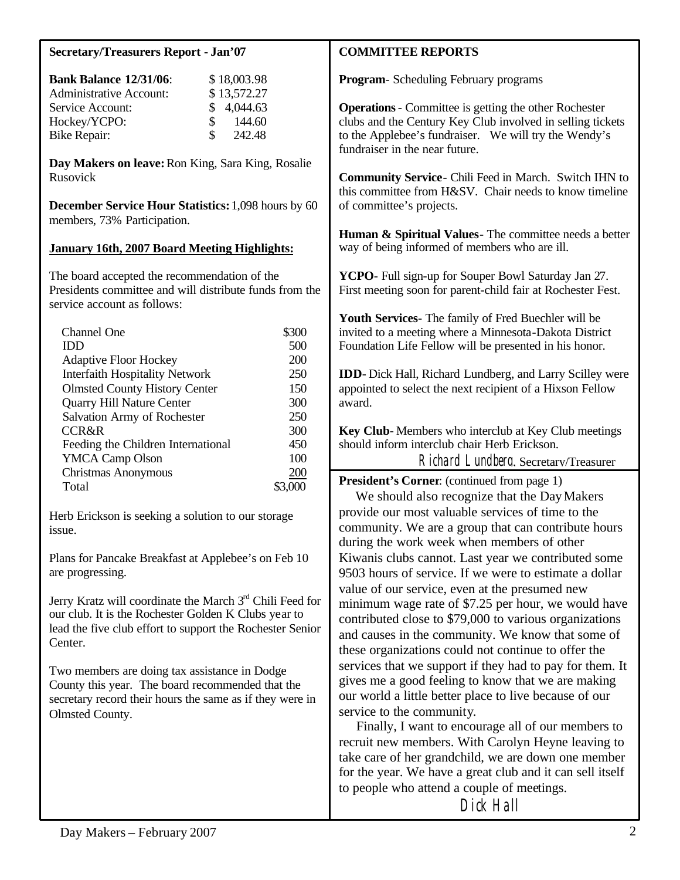## Secretary/Treasurers Report - Jan'07

| | |
|---|---|
| **Bank Balance 12/31/06**: | $ 18,003.98 |
| Administrative Account: | $ 13,572.27 |
| Service Account: | $ 4,044.63 |
| Hockey/YCPO: | $ 144.60 |
| Bike Repair: | $ 242.48 |

**Day Makers on leave:** Ron King, Sara King, Rosalie Rusovick

**December Service Hour Statistics:** 1,098 hours by 60 members, 73% Participation.

### January 16th, 2007 Board Meeting Highlights:

The board accepted the recommendation of the Presidents committee and will distribute funds from the service account as follows:

| | |
|---|---|
| Channel One | $300 |
| IDD | 500 |
| Adaptive Floor Hockey | 200 |
| Interfaith Hospitality Network | 250 |
| Olmsted County History Center | 150 |
| Quarry Hill Nature Center | 300 |
| Salvation Army of Rochester | 250 |
| CCR&R | 300 |
| Feeding the Children International | 450 |
| YMCA Camp Olson | 100 |
| Christmas Anonymous | 200 |
| Total | $3,000 |

Herb Erickson is seeking a solution to our storage issue.

Plans for Pancake Breakfast at Applebee's on Feb 10 are progressing.

Jerry Kratz will coordinate the March 3rd Chili Feed for our club. It is the Rochester Golden K Clubs year to lead the five club effort to support the Rochester Senior Center.

Two members are doing tax assistance in Dodge County this year. The board recommended that the secretary record their hours the same as if they were in Olmsted County.

## COMMITTEE REPORTS

**Program**- Scheduling February programs

**Operations** - Committee is getting the other Rochester clubs and the Century Key Club involved in selling tickets to the Applebee's fundraiser. We will try the Wendy's fundraiser in the near future.

**Community Service**- Chili Feed in March. Switch IHN to this committee from H&SV. Chair needs to know timeline of committee's projects.

**Human & Spiritual Values**- The committee needs a better way of being informed of members who are ill.

**YCPO**- Full sign-up for Souper Bowl Saturday Jan 27. First meeting soon for parent-child fair at Rochester Fest.

**Youth Services**- The family of Fred Buechler will be invited to a meeting where a Minnesota-Dakota District Foundation Life Fellow will be presented in his honor.

**IDD**- Dick Hall, Richard Lundberg, and Larry Scilley were appointed to select the next recipient of a Hixson Fellow award.

**Key Club**- Members who interclub at Key Club meetings should inform interclub chair Herb Erickson.

Richard Lundberg, Secretary/Treasurer

**President's Corner**: (continued from page 1)

We should also recognize that the Day Makers provide our most valuable services of time to the community. We are a group that can contribute hours during the work week when members of other Kiwanis clubs cannot. Last year we contributed some 9503 hours of service. If we were to estimate a dollar value of our service, even at the presumed new minimum wage rate of $7.25 per hour, we would have contributed close to $79,000 to various organizations and causes in the community. We know that some of these organizations could not continue to offer the services that we support if they had to pay for them. It gives me a good feeling to know that we are making our world a little better place to live because of our service to the community.

Finally, I want to encourage all of our members to recruit new members. With Carolyn Heyne leaving to take care of her grandchild, we are down one member for the year. We have a great club and it can sell itself to people who attend a couple of meetings.

Dick Hall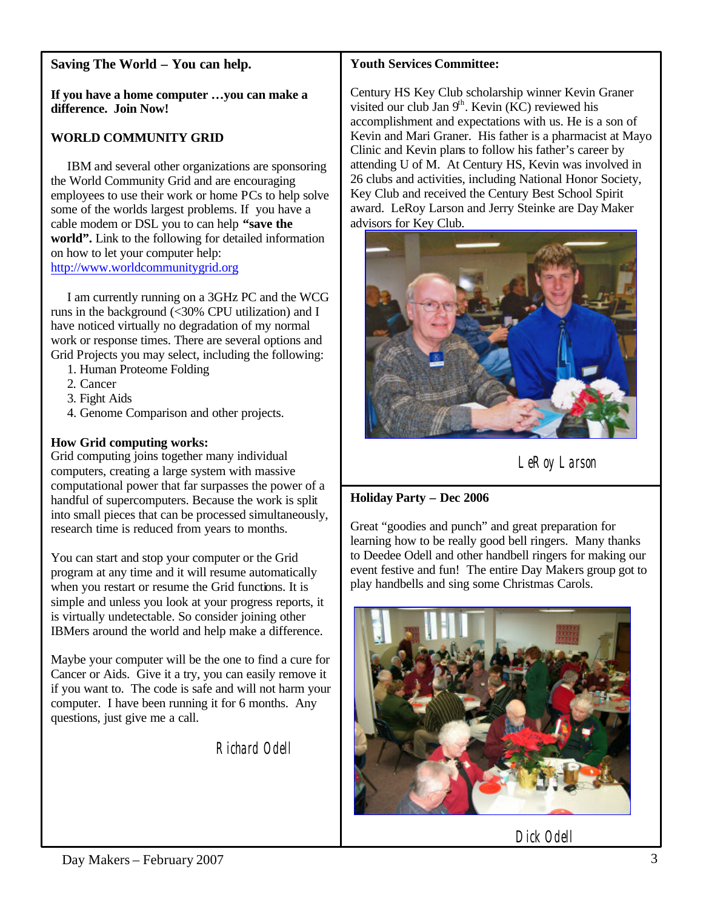## Saving The World – You can help.

**If you have a home computer …you can make a difference. Join Now!**

**WORLD COMMUNITY GRID**

IBM and several other organizations are sponsoring the World Community Grid and are encouraging employees to use their work or home PCs to help solve some of the worlds largest problems. If you have a cable modem or DSL you to can help **"save the world".** Link to the following for detailed information on how to let your computer help: http://www.worldcommunitygrid.org

I am currently running on a 3GHz PC and the WCG runs in the background (<30% CPU utilization) and I have noticed virtually no degradation of my normal work or response times. There are several options and Grid Projects you may select, including the following:

1. Human Proteome Folding
2. Cancer
3. Fight Aids
4. Genome Comparison and other projects.

**How Grid computing works:**

Grid computing joins together many individual computers, creating a large system with massive computational power that far surpasses the power of a handful of supercomputers. Because the work is split into small pieces that can be processed simultaneously, research time is reduced from years to months.

You can start and stop your computer or the Grid program at any time and it will resume automatically when you restart or resume the Grid functions. It is simple and unless you look at your progress reports, it is virtually undetectable. So consider joining other IBMers around the world and help make a difference.

Maybe your computer will be the one to find a cure for Cancer or Aids. Give it a try, you can easily remove it if you want to. The code is safe and will not harm your computer. I have been running it for 6 months. Any questions, just give me a call.

Richard Odell

## Youth Services Committee:

Century HS Key Club scholarship winner Kevin Graner visited our club Jan 9th. Kevin (KC) reviewed his accomplishment and expectations with us. He is a son of Kevin and Mari Graner. His father is a pharmacist at Mayo Clinic and Kevin plans to follow his father's career by attending U of M. At Century HS, Kevin was involved in 26 clubs and activities, including National Honor Society, Key Club and received the Century Best School Spirit award. LeRoy Larson and Jerry Steinke are Day Maker advisors for Key Club.

LeRoy Larson

## Holiday Party – Dec 2006

Great "goodies and punch" and great preparation for learning how to be really good bell ringers. Many thanks to Deedee Odell and other handbell ringers for making our event festive and fun! The entire Day Makers group got to play handbells and sing some Christmas Carols.

Dick Odell